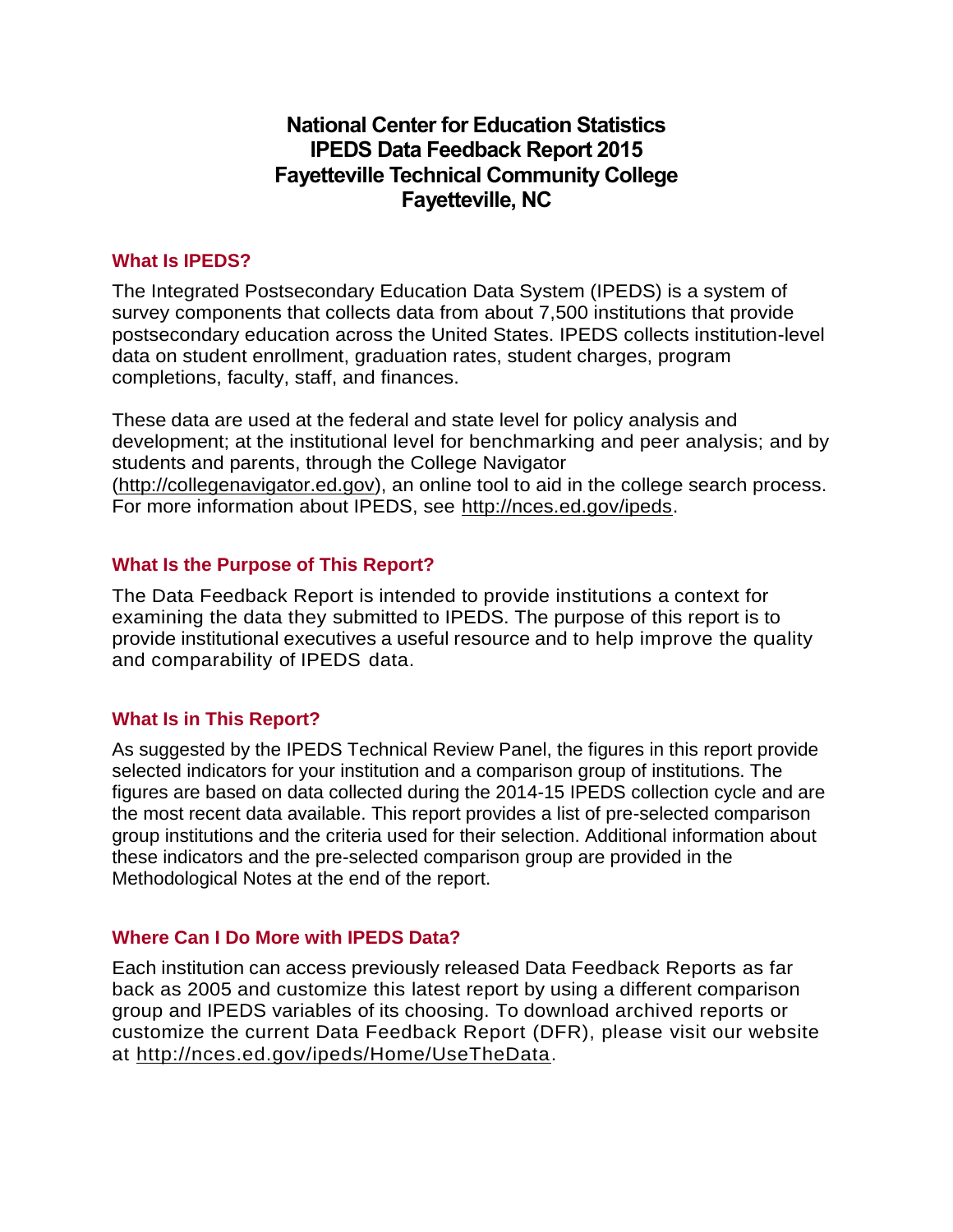# National Center for Education Statistics
# IPEDS Data Feedback Report 2015
# Fayetteville Technical Community College
# Fayetteville, NC

## What Is IPEDS?

The Integrated Postsecondary Education Data System (IPEDS) is a system of survey components that collects data from about 7,500 institutions that provide postsecondary education across the United States. IPEDS collects institution-level data on student enrollment, graduation rates, student charges, program completions, faculty, staff, and finances.

These data are used at the federal and state level for policy analysis and development; at the institutional level for benchmarking and peer analysis; and by students and parents, through the College Navigator (http://collegenavigator.ed.gov), an online tool to aid in the college search process. For more information about IPEDS, see http://nces.ed.gov/ipeds.

## What Is the Purpose of This Report?

The Data Feedback Report is intended to provide institutions a context for examining the data they submitted to IPEDS. The purpose of this report is to provide institutional executives a useful resource and to help improve the quality and comparability of IPEDS data.

## What Is in This Report?

As suggested by the IPEDS Technical Review Panel, the figures in this report provide selected indicators for your institution and a comparison group of institutions. The figures are based on data collected during the 2014-15 IPEDS collection cycle and are the most recent data available. This report provides a list of pre-selected comparison group institutions and the criteria used for their selection. Additional information about these indicators and the pre-selected comparison group are provided in the Methodological Notes at the end of the report.

## Where Can I Do More with IPEDS Data?

Each institution can access previously released Data Feedback Reports as far back as 2005 and customize this latest report by using a different comparison group and IPEDS variables of its choosing. To download archived reports or customize the current Data Feedback Report (DFR), please visit our website at http://nces.ed.gov/ipeds/Home/UseTheData.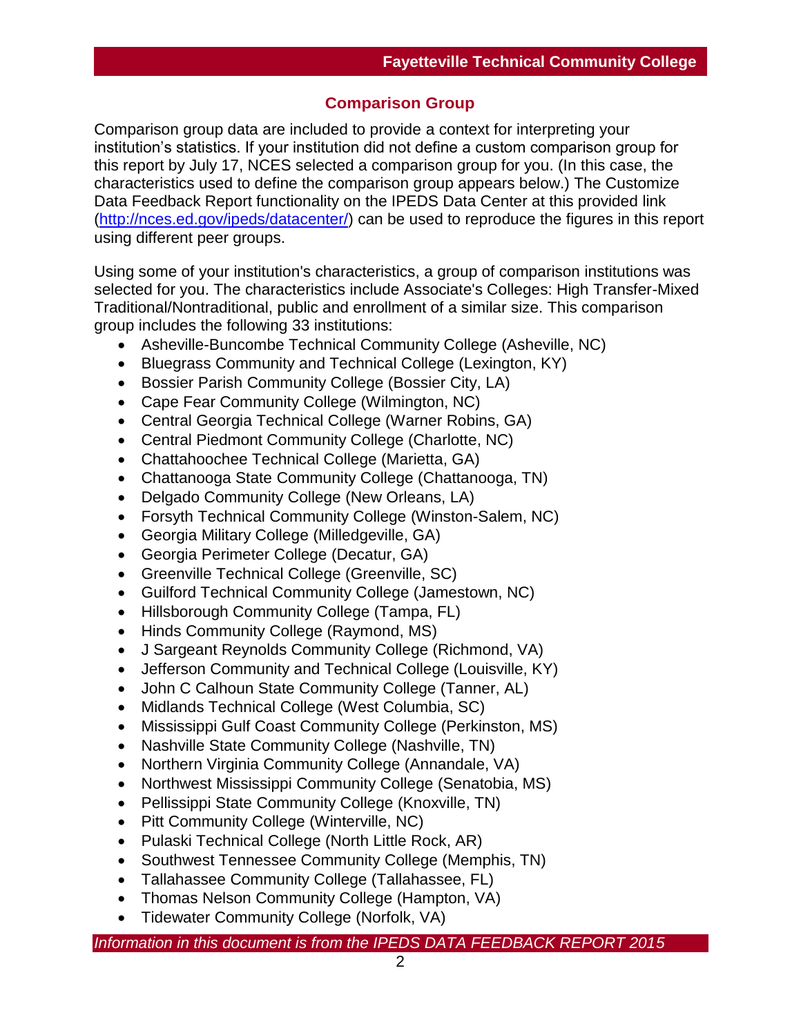## Comparison Group

Comparison group data are included to provide a context for interpreting your institution's statistics. If your institution did not define a custom comparison group for this report by July 17, NCES selected a comparison group for you. (In this case, the characteristics used to define the comparison group appears below.) The Customize Data Feedback Report functionality on the IPEDS Data Center at this provided link (http://nces.ed.gov/ipeds/datacenter/) can be used to reproduce the figures in this report using different peer groups.

Using some of your institution's characteristics, a group of comparison institutions was selected for you. The characteristics include Associate's Colleges: High Transfer-Mixed Traditional/Nontraditional, public and enrollment of a similar size. This comparison group includes the following 33 institutions:

- Asheville-Buncombe Technical Community College (Asheville, NC)
- Bluegrass Community and Technical College (Lexington, KY)
- Bossier Parish Community College (Bossier City, LA)
- Cape Fear Community College (Wilmington, NC)
- Central Georgia Technical College (Warner Robins, GA)
- Central Piedmont Community College (Charlotte, NC)
- Chattahoochee Technical College (Marietta, GA)
- Chattanooga State Community College (Chattanooga, TN)
- Delgado Community College (New Orleans, LA)
- Forsyth Technical Community College (Winston-Salem, NC)
- Georgia Military College (Milledgeville, GA)
- Georgia Perimeter College (Decatur, GA)
- Greenville Technical College (Greenville, SC)
- Guilford Technical Community College (Jamestown, NC)
- Hillsborough Community College (Tampa, FL)
- Hinds Community College (Raymond, MS)
- J Sargeant Reynolds Community College (Richmond, VA)
- Jefferson Community and Technical College (Louisville, KY)
- John C Calhoun State Community College (Tanner, AL)
- Midlands Technical College (West Columbia, SC)
- Mississippi Gulf Coast Community College (Perkinston, MS)
- Nashville State Community College (Nashville, TN)
- Northern Virginia Community College (Annandale, VA)
- Northwest Mississippi Community College (Senatobia, MS)
- Pellissippi State Community College (Knoxville, TN)
- Pitt Community College (Winterville, NC)
- Pulaski Technical College (North Little Rock, AR)
- Southwest Tennessee Community College (Memphis, TN)
- Tallahassee Community College (Tallahassee, FL)
- Thomas Nelson Community College (Hampton, VA)
- Tidewater Community College (Norfolk, VA)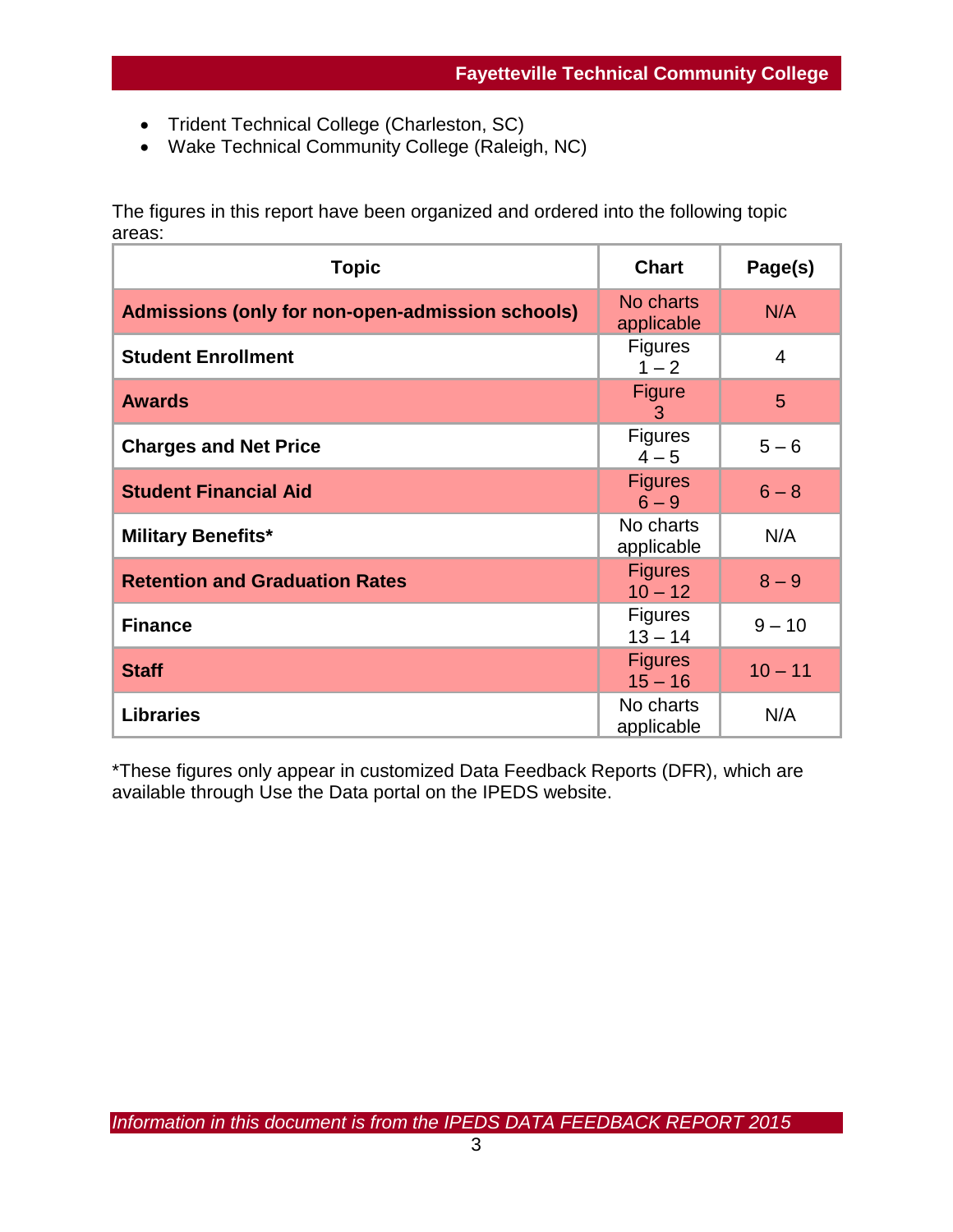- Trident Technical College (Charleston, SC)
- Wake Technical Community College (Raleigh, NC)

The figures in this report have been organized and ordered into the following topic areas:

| Topic | Chart | Page(s) |
|---|---|---|
| **Admissions (only for non-open-admission schools)** | No charts applicable | N/A |
| **Student Enrollment** | Figures 1 – 2 | 4 |
| **Awards** | Figure 3 | 5 |
| **Charges and Net Price** | Figures 4 – 5 | 5 – 6 |
| **Student Financial Aid** | Figures 6 – 9 | 6 – 8 |
| **Military Benefits*** | No charts applicable | N/A |
| **Retention and Graduation Rates** | Figures 10 – 12 | 8 – 9 |
| **Finance** | Figures 13 – 14 | 9 – 10 |
| **Staff** | Figures 15 – 16 | 10 – 11 |
| **Libraries** | No charts applicable | N/A |

*These figures only appear in customized Data Feedback Reports (DFR), which are available through Use the Data portal on the IPEDS website.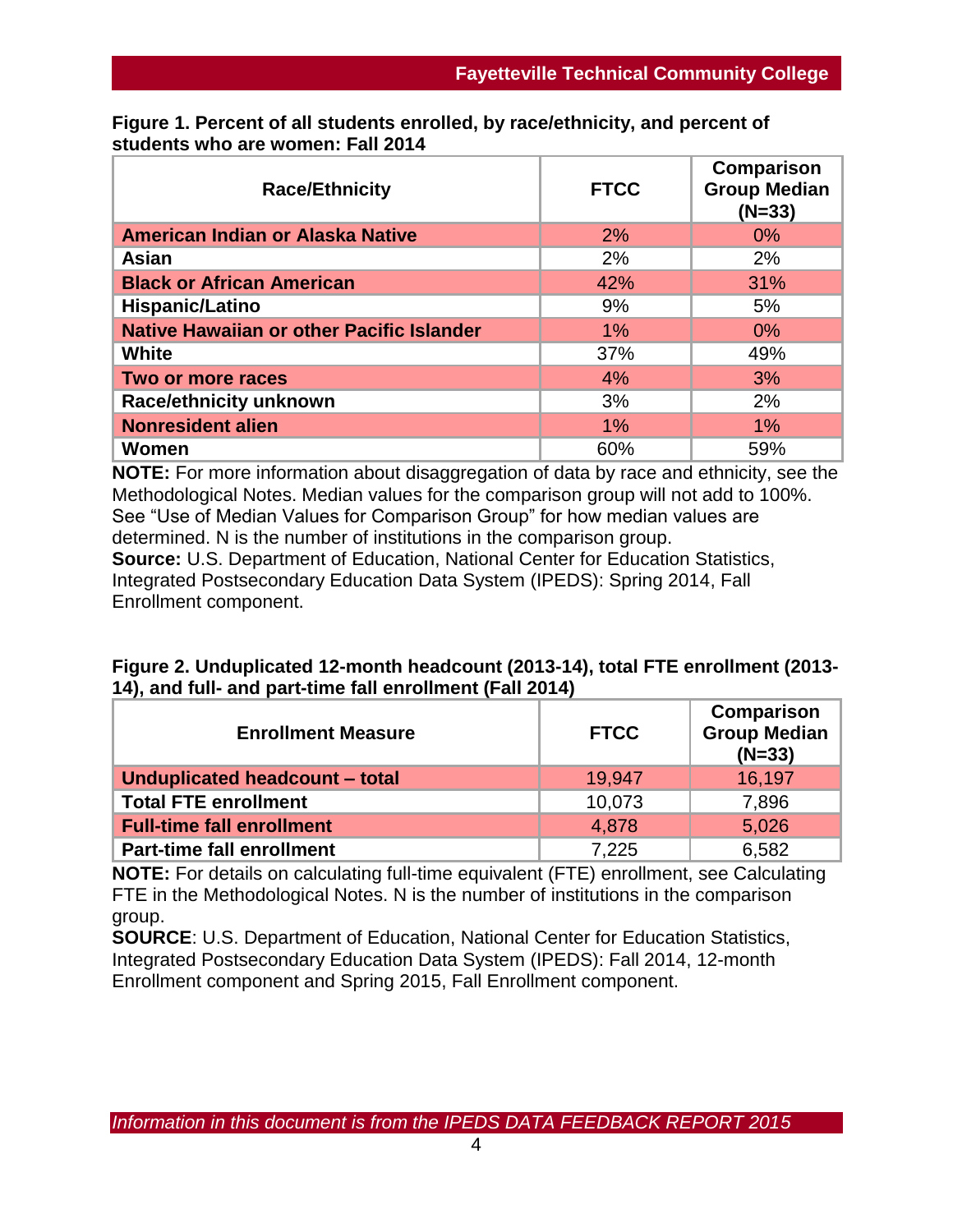**Figure 1. Percent of all students enrolled, by race/ethnicity, and percent of students who are women: Fall 2014**

| Race/Ethnicity | FTCC | Comparison Group Median (N=33) |
|---|---|---|
| **American Indian or Alaska Native** | 2% | 0% |
| **Asian** | 2% | 2% |
| **Black or African American** | 42% | 31% |
| **Hispanic/Latino** | 9% | 5% |
| **Native Hawaiian or other Pacific Islander** | 1% | 0% |
| **White** | 37% | 49% |
| **Two or more races** | 4% | 3% |
| **Race/ethnicity unknown** | 3% | 2% |
| **Nonresident alien** | 1% | 1% |
| **Women** | 60% | 59% |

**NOTE:** For more information about disaggregation of data by race and ethnicity, see the Methodological Notes. Median values for the comparison group will not add to 100%. See "Use of Median Values for Comparison Group" for how median values are determined. N is the number of institutions in the comparison group.
**Source:** U.S. Department of Education, National Center for Education Statistics, Integrated Postsecondary Education Data System (IPEDS): Spring 2014, Fall Enrollment component.

**Figure 2. Unduplicated 12-month headcount (2013-14), total FTE enrollment (2013-14), and full- and part-time fall enrollment (Fall 2014)**

| Enrollment Measure | FTCC | Comparison Group Median (N=33) |
|---|---|---|
| **Unduplicated headcount – total** | 19,947 | 16,197 |
| **Total FTE enrollment** | 10,073 | 7,896 |
| **Full-time fall enrollment** | 4,878 | 5,026 |
| **Part-time fall enrollment** | 7,225 | 6,582 |

**NOTE:** For details on calculating full-time equivalent (FTE) enrollment, see Calculating FTE in the Methodological Notes. N is the number of institutions in the comparison group.
**SOURCE**: U.S. Department of Education, National Center for Education Statistics, Integrated Postsecondary Education Data System (IPEDS): Fall 2014, 12-month Enrollment component and Spring 2015, Fall Enrollment component.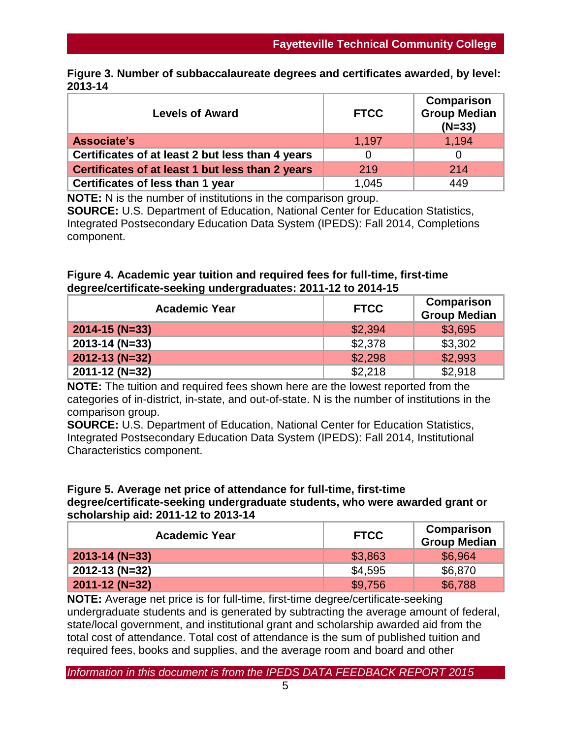**Figure 3. Number of subbaccalaureate degrees and certificates awarded, by level: 2013-14**

| Levels of Award | FTCC | Comparison Group Median (N=33) |
|---|---|---|
| **Associate's** | 1,197 | 1,194 |
| **Certificates of at least 2 but less than 4 years** | 0 | 0 |
| **Certificates of at least 1 but less than 2 years** | 219 | 214 |
| **Certificates of less than 1 year** | 1,045 | 449 |

**NOTE:** N is the number of institutions in the comparison group.
**SOURCE:** U.S. Department of Education, National Center for Education Statistics, Integrated Postsecondary Education Data System (IPEDS): Fall 2014, Completions component.

**Figure 4. Academic year tuition and required fees for full-time, first-time degree/certificate-seeking undergraduates: 2011-12 to 2014-15**

| Academic Year | FTCC | Comparison Group Median |
|---|---|---|
| **2014-15 (N=33)** | $2,394 | $3,695 |
| **2013-14 (N=33)** | $2,378 | $3,302 |
| **2012-13 (N=32)** | $2,298 | $2,993 |
| **2011-12 (N=32)** | $2,218 | $2,918 |

**NOTE:** The tuition and required fees shown here are the lowest reported from the categories of in-district, in-state, and out-of-state. N is the number of institutions in the comparison group.
**SOURCE:** U.S. Department of Education, National Center for Education Statistics, Integrated Postsecondary Education Data System (IPEDS): Fall 2014, Institutional Characteristics component.

**Figure 5. Average net price of attendance for full-time, first-time degree/certificate-seeking undergraduate students, who were awarded grant or scholarship aid: 2011-12 to 2013-14**

| Academic Year | FTCC | Comparison Group Median |
|---|---|---|
| **2013-14 (N=33)** | $3,863 | $6,964 |
| **2012-13 (N=32)** | $4,595 | $6,870 |
| **2011-12 (N=32)** | $9,756 | $6,788 |

**NOTE:** Average net price is for full-time, first-time degree/certificate-seeking undergraduate students and is generated by subtracting the average amount of federal, state/local government, and institutional grant and scholarship awarded aid from the total cost of attendance. Total cost of attendance is the sum of published tuition and required fees, books and supplies, and the average room and board and other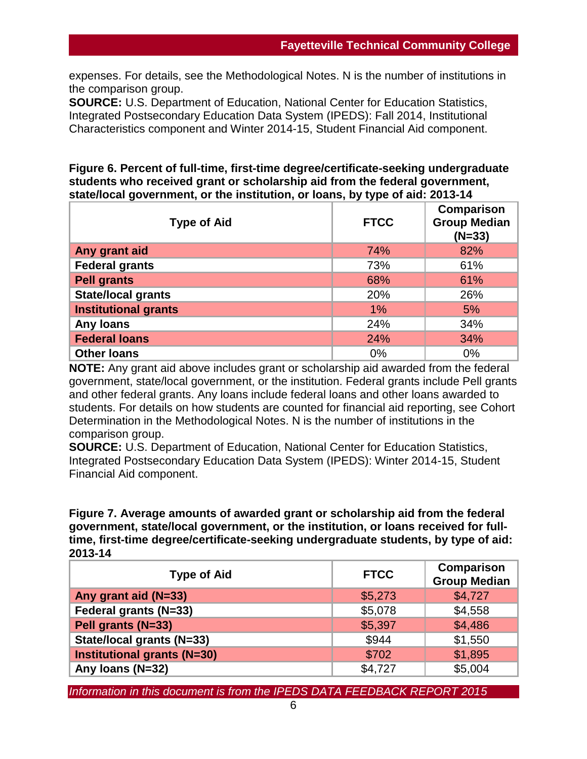expenses. For details, see the Methodological Notes. N is the number of institutions in the comparison group.
**SOURCE:** U.S. Department of Education, National Center for Education Statistics, Integrated Postsecondary Education Data System (IPEDS): Fall 2014, Institutional Characteristics component and Winter 2014-15, Student Financial Aid component.

**Figure 6. Percent of full-time, first-time degree/certificate-seeking undergraduate students who received grant or scholarship aid from the federal government, state/local government, or the institution, or loans, by type of aid: 2013-14**

| Type of Aid | FTCC | Comparison Group Median (N=33) |
|---|---|---|
| **Any grant aid** | 74% | 82% |
| **Federal grants** | 73% | 61% |
| **Pell grants** | 68% | 61% |
| **State/local grants** | 20% | 26% |
| **Institutional grants** | 1% | 5% |
| **Any loans** | 24% | 34% |
| **Federal loans** | 24% | 34% |
| **Other loans** | 0% | 0% |

**NOTE:** Any grant aid above includes grant or scholarship aid awarded from the federal government, state/local government, or the institution. Federal grants include Pell grants and other federal grants. Any loans include federal loans and other loans awarded to students. For details on how students are counted for financial aid reporting, see Cohort Determination in the Methodological Notes. N is the number of institutions in the comparison group.
**SOURCE:** U.S. Department of Education, National Center for Education Statistics, Integrated Postsecondary Education Data System (IPEDS): Winter 2014-15, Student Financial Aid component.

**Figure 7. Average amounts of awarded grant or scholarship aid from the federal government, state/local government, or the institution, or loans received for full-time, first-time degree/certificate-seeking undergraduate students, by type of aid: 2013-14**

| Type of Aid | FTCC | Comparison Group Median |
|---|---|---|
| **Any grant aid (N=33)** | $5,273 | $4,727 |
| **Federal grants (N=33)** | $5,078 | $4,558 |
| **Pell grants (N=33)** | $5,397 | $4,486 |
| **State/local grants (N=33)** | $944 | $1,550 |
| **Institutional grants (N=30)** | $702 | $1,895 |
| **Any loans (N=32)** | $4,727 | $5,004 |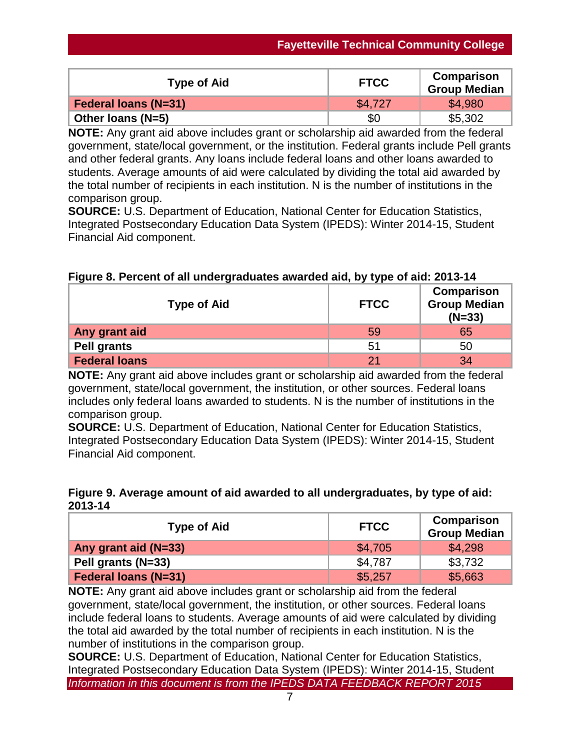| Type of Aid | FTCC | Comparison Group Median |
| --- | --- | --- |
| Federal loans (N=31) | $4,727 | $4,980 |
| Other loans (N=5) | $0 | $5,302 |

**NOTE:** Any grant aid above includes grant or scholarship aid awarded from the federal government, state/local government, or the institution. Federal grants include Pell grants and other federal grants. Any loans include federal loans and other loans awarded to students. Average amounts of aid were calculated by dividing the total aid awarded by the total number of recipients in each institution. N is the number of institutions in the comparison group.
**SOURCE:** U.S. Department of Education, National Center for Education Statistics, Integrated Postsecondary Education Data System (IPEDS): Winter 2014-15, Student Financial Aid component.

**Figure 8. Percent of all undergraduates awarded aid, by type of aid: 2013-14**

| Type of Aid | FTCC | Comparison Group Median (N=33) |
| --- | --- | --- |
| Any grant aid | 59 | 65 |
| Pell grants | 51 | 50 |
| Federal loans | 21 | 34 |

**NOTE:** Any grant aid above includes grant or scholarship aid awarded from the federal government, state/local government, the institution, or other sources. Federal loans includes only federal loans awarded to students. N is the number of institutions in the comparison group.
**SOURCE:** U.S. Department of Education, National Center for Education Statistics, Integrated Postsecondary Education Data System (IPEDS): Winter 2014-15, Student Financial Aid component.

**Figure 9. Average amount of aid awarded to all undergraduates, by type of aid: 2013-14**

| Type of Aid | FTCC | Comparison Group Median |
| --- | --- | --- |
| Any grant aid (N=33) | $4,705 | $4,298 |
| Pell grants (N=33) | $4,787 | $3,732 |
| Federal loans (N=31) | $5,257 | $5,663 |

**NOTE:** Any grant aid above includes grant or scholarship aid from the federal government, state/local government, the institution, or other sources. Federal loans include federal loans to students. Average amounts of aid were calculated by dividing the total aid awarded by the total number of recipients in each institution. N is the number of institutions in the comparison group.
**SOURCE:** U.S. Department of Education, National Center for Education Statistics, Integrated Postsecondary Education Data System (IPEDS): Winter 2014-15, Student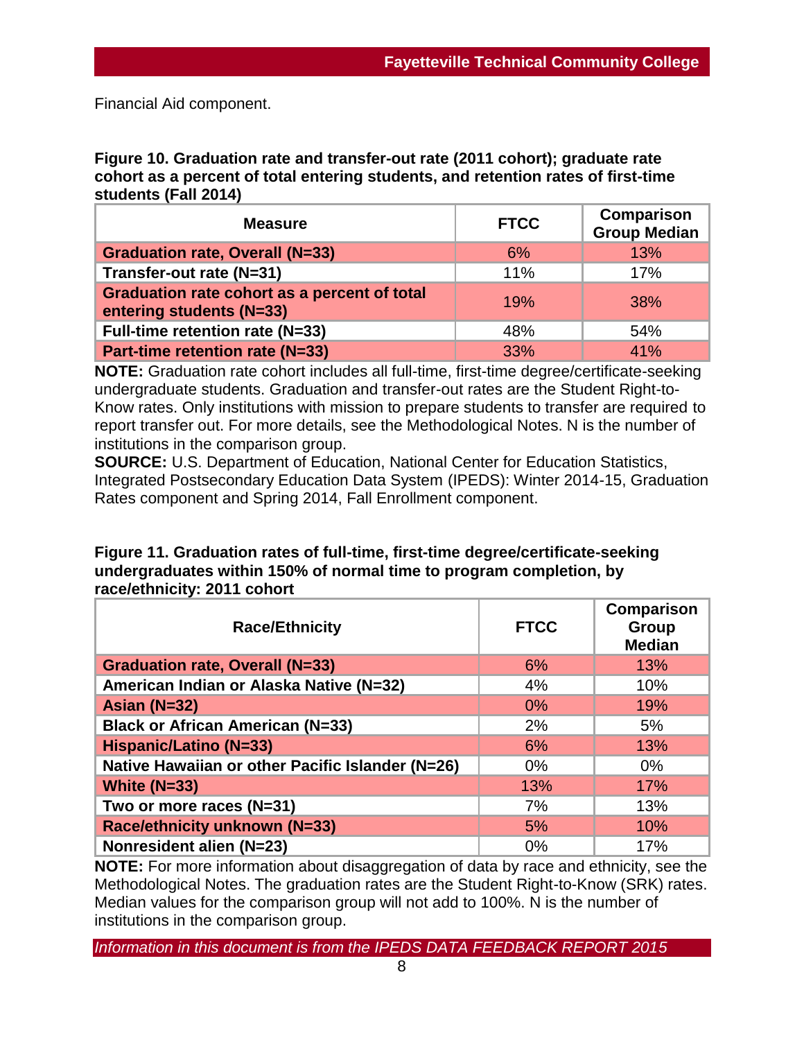Financial Aid component.

**Figure 10. Graduation rate and transfer-out rate (2011 cohort); graduate rate cohort as a percent of total entering students, and retention rates of first-time students (Fall 2014)**

| Measure | FTCC | Comparison Group Median |
|---|---|---|
| **Graduation rate, Overall (N=33)** | 6% | 13% |
| **Transfer-out rate (N=31)** | 11% | 17% |
| **Graduation rate cohort as a percent of total entering students (N=33)** | 19% | 38% |
| **Full-time retention rate (N=33)** | 48% | 54% |
| **Part-time retention rate (N=33)** | 33% | 41% |

**NOTE:** Graduation rate cohort includes all full-time, first-time degree/certificate-seeking undergraduate students. Graduation and transfer-out rates are the Student Right-to-Know rates. Only institutions with mission to prepare students to transfer are required to report transfer out. For more details, see the Methodological Notes. N is the number of institutions in the comparison group.
**SOURCE:** U.S. Department of Education, National Center for Education Statistics, Integrated Postsecondary Education Data System (IPEDS): Winter 2014-15, Graduation Rates component and Spring 2014, Fall Enrollment component.

**Figure 11. Graduation rates of full-time, first-time degree/certificate-seeking undergraduates within 150% of normal time to program completion, by race/ethnicity: 2011 cohort**

| Race/Ethnicity | FTCC | Comparison Group Median |
|---|---|---|
| **Graduation rate, Overall (N=33)** | 6% | 13% |
| **American Indian or Alaska Native (N=32)** | 4% | 10% |
| **Asian (N=32)** | 0% | 19% |
| **Black or African American (N=33)** | 2% | 5% |
| **Hispanic/Latino (N=33)** | 6% | 13% |
| **Native Hawaiian or other Pacific Islander (N=26)** | 0% | 0% |
| **White (N=33)** | 13% | 17% |
| **Two or more races (N=31)** | 7% | 13% |
| **Race/ethnicity unknown (N=33)** | 5% | 10% |
| **Nonresident alien (N=23)** | 0% | 17% |

**NOTE:** For more information about disaggregation of data by race and ethnicity, see the Methodological Notes. The graduation rates are the Student Right-to-Know (SRK) rates. Median values for the comparison group will not add to 100%. N is the number of institutions in the comparison group.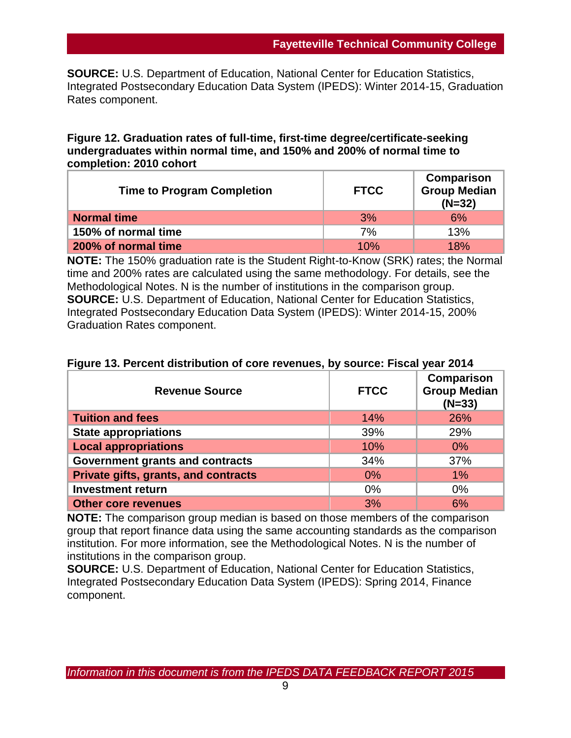**SOURCE:** U.S. Department of Education, National Center for Education Statistics, Integrated Postsecondary Education Data System (IPEDS): Winter 2014-15, Graduation Rates component.

**Figure 12. Graduation rates of full-time, first-time degree/certificate-seeking undergraduates within normal time, and 150% and 200% of normal time to completion: 2010 cohort**

| Time to Program Completion | FTCC | Comparison Group Median (N=32) |
|---|---|---|
| **Normal time** | 3% | 6% |
| **150% of normal time** | 7% | 13% |
| **200% of normal time** | 10% | 18% |

**NOTE:** The 150% graduation rate is the Student Right-to-Know (SRK) rates; the Normal time and 200% rates are calculated using the same methodology. For details, see the Methodological Notes. N is the number of institutions in the comparison group.
**SOURCE:** U.S. Department of Education, National Center for Education Statistics, Integrated Postsecondary Education Data System (IPEDS): Winter 2014-15, 200% Graduation Rates component.

**Figure 13. Percent distribution of core revenues, by source: Fiscal year 2014**

| Revenue Source | FTCC | Comparison Group Median (N=33) |
|---|---|---|
| **Tuition and fees** | 14% | 26% |
| **State appropriations** | 39% | 29% |
| **Local appropriations** | 10% | 0% |
| **Government grants and contracts** | 34% | 37% |
| **Private gifts, grants, and contracts** | 0% | 1% |
| **Investment return** | 0% | 0% |
| **Other core revenues** | 3% | 6% |

**NOTE:** The comparison group median is based on those members of the comparison group that report finance data using the same accounting standards as the comparison institution. For more information, see the Methodological Notes. N is the number of institutions in the comparison group.
**SOURCE:** U.S. Department of Education, National Center for Education Statistics, Integrated Postsecondary Education Data System (IPEDS): Spring 2014, Finance component.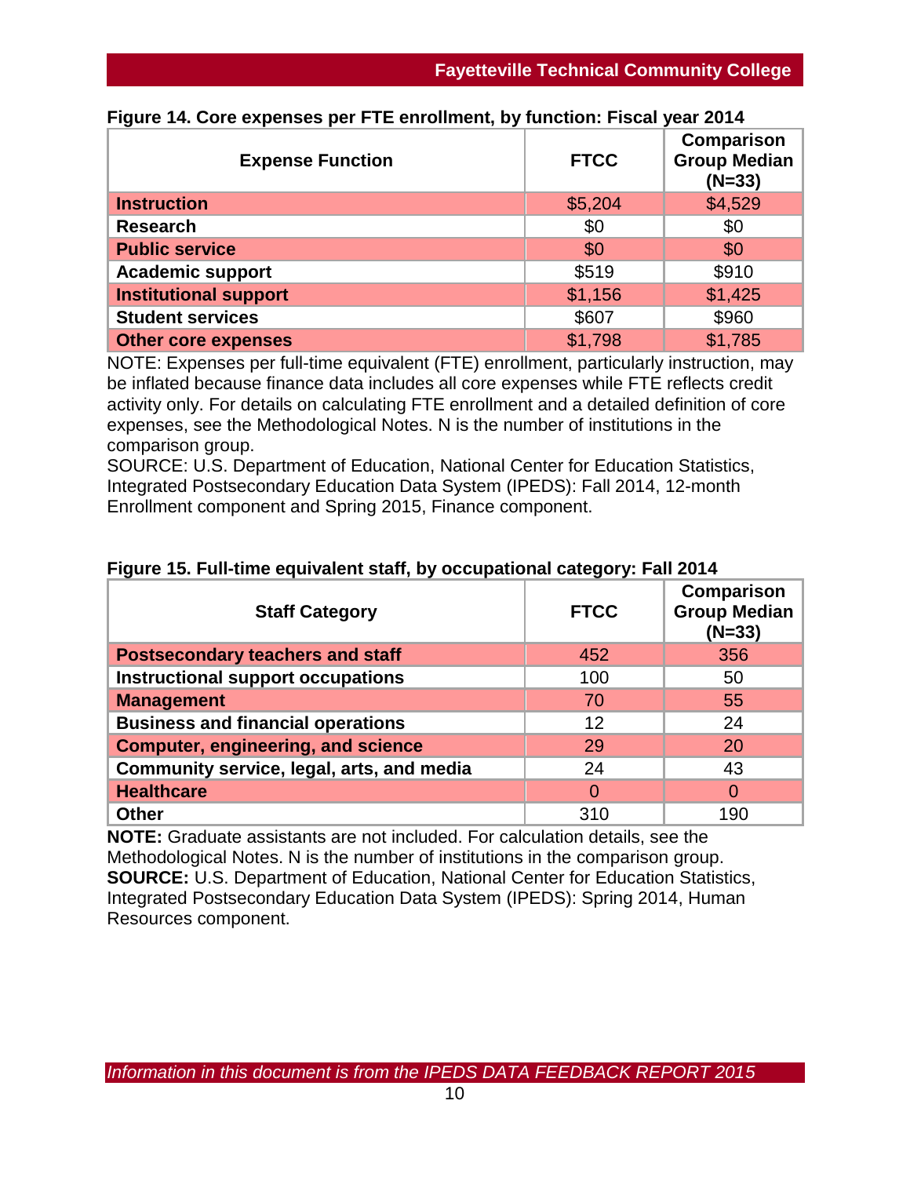**Figure 14. Core expenses per FTE enrollment, by function: Fiscal year 2014**

| Expense Function | FTCC | Comparison Group Median (N=33) |
|---|---|---|
| **Instruction** | $5,204 | $4,529 |
| **Research** | $0 | $0 |
| **Public service** | $0 | $0 |
| **Academic support** | $519 | $910 |
| **Institutional support** | $1,156 | $1,425 |
| **Student services** | $607 | $960 |
| **Other core expenses** | $1,798 | $1,785 |

NOTE: Expenses per full-time equivalent (FTE) enrollment, particularly instruction, may be inflated because finance data includes all core expenses while FTE reflects credit activity only. For details on calculating FTE enrollment and a detailed definition of core expenses, see the Methodological Notes. N is the number of institutions in the comparison group.
SOURCE: U.S. Department of Education, National Center for Education Statistics, Integrated Postsecondary Education Data System (IPEDS): Fall 2014, 12-month Enrollment component and Spring 2015, Finance component.

**Figure 15. Full-time equivalent staff, by occupational category: Fall 2014**

| Staff Category | FTCC | Comparison Group Median (N=33) |
|---|---|---|
| **Postsecondary teachers and staff** | 452 | 356 |
| **Instructional support occupations** | 100 | 50 |
| **Management** | 70 | 55 |
| **Business and financial operations** | 12 | 24 |
| **Computer, engineering, and science** | 29 | 20 |
| **Community service, legal, arts, and media** | 24 | 43 |
| **Healthcare** | 0 | 0 |
| **Other** | 310 | 190 |

**NOTE:** Graduate assistants are not included. For calculation details, see the Methodological Notes. N is the number of institutions in the comparison group.
**SOURCE:** U.S. Department of Education, National Center for Education Statistics, Integrated Postsecondary Education Data System (IPEDS): Spring 2014, Human Resources component.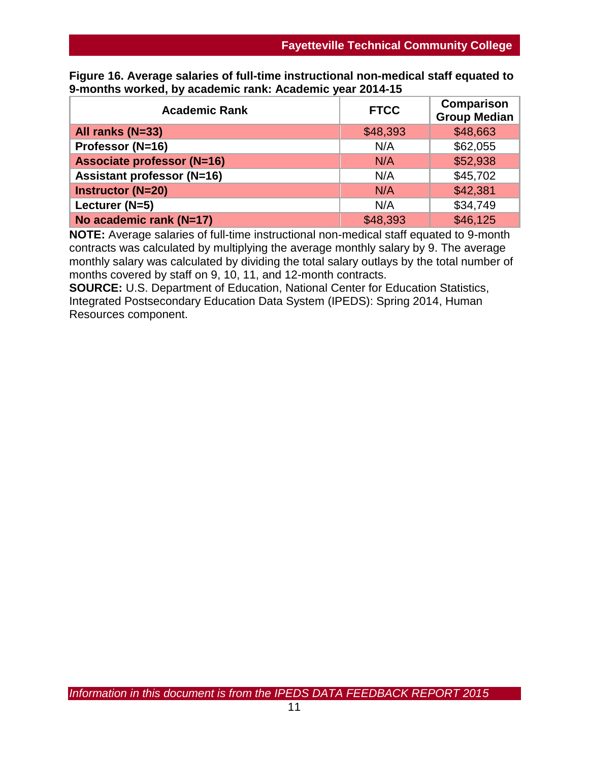**Figure 16. Average salaries of full-time instructional non-medical staff equated to 9-months worked, by academic rank: Academic year 2014-15**

| Academic Rank | FTCC | Comparison Group Median |
|---|---|---|
| **All ranks (N=33)** | $48,393 | $48,663 |
| **Professor (N=16)** | N/A | $62,055 |
| **Associate professor (N=16)** | N/A | $52,938 |
| **Assistant professor (N=16)** | N/A | $45,702 |
| **Instructor (N=20)** | N/A | $42,381 |
| **Lecturer (N=5)** | N/A | $34,749 |
| **No academic rank (N=17)** | $48,393 | $46,125 |

**NOTE:** Average salaries of full-time instructional non-medical staff equated to 9-month contracts was calculated by multiplying the average monthly salary by 9. The average monthly salary was calculated by dividing the total salary outlays by the total number of months covered by staff on 9, 10, 11, and 12-month contracts.
**SOURCE:** U.S. Department of Education, National Center for Education Statistics, Integrated Postsecondary Education Data System (IPEDS): Spring 2014, Human Resources component.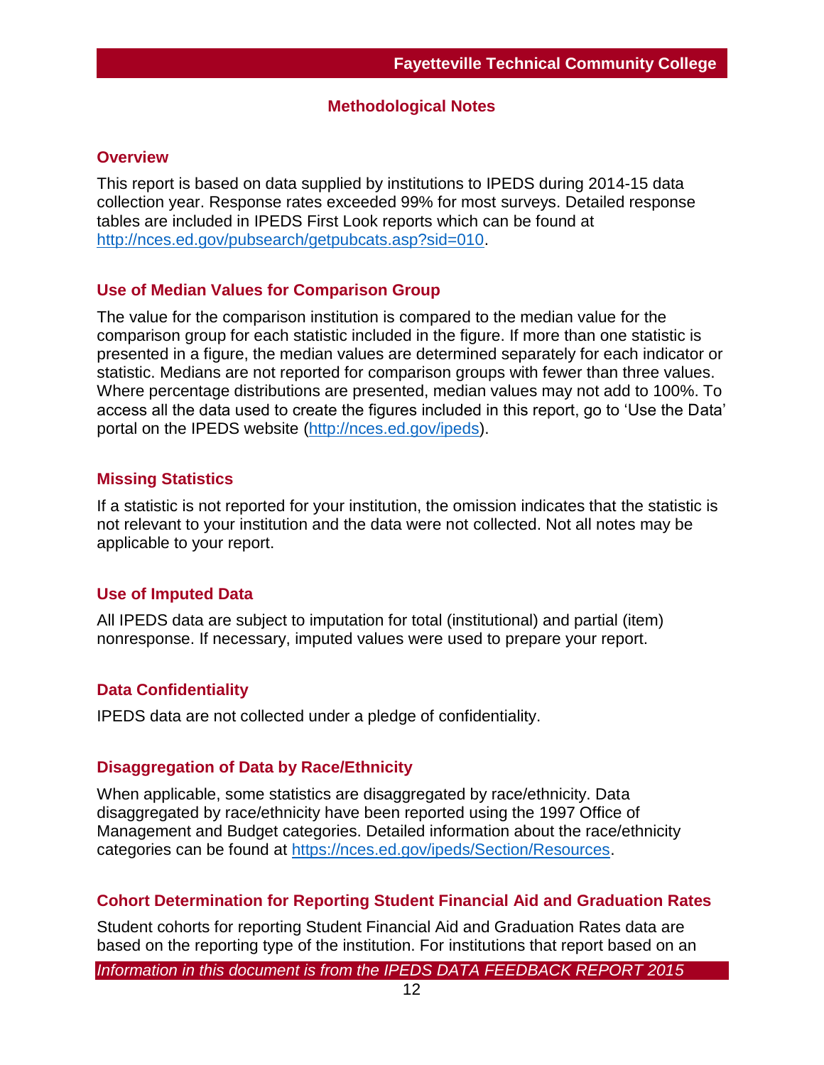## Methodological Notes

### Overview

This report is based on data supplied by institutions to IPEDS during 2014-15 data collection year. Response rates exceeded 99% for most surveys. Detailed response tables are included in IPEDS First Look reports which can be found at http://nces.ed.gov/pubsearch/getpubcats.asp?sid=010.

### Use of Median Values for Comparison Group

The value for the comparison institution is compared to the median value for the comparison group for each statistic included in the figure. If more than one statistic is presented in a figure, the median values are determined separately for each indicator or statistic. Medians are not reported for comparison groups with fewer than three values. Where percentage distributions are presented, median values may not add to 100%. To access all the data used to create the figures included in this report, go to 'Use the Data' portal on the IPEDS website (http://nces.ed.gov/ipeds).

### Missing Statistics

If a statistic is not reported for your institution, the omission indicates that the statistic is not relevant to your institution and the data were not collected. Not all notes may be applicable to your report.

### Use of Imputed Data

All IPEDS data are subject to imputation for total (institutional) and partial (item) nonresponse. If necessary, imputed values were used to prepare your report.

### Data Confidentiality

IPEDS data are not collected under a pledge of confidentiality.

### Disaggregation of Data by Race/Ethnicity

When applicable, some statistics are disaggregated by race/ethnicity. Data disaggregated by race/ethnicity have been reported using the 1997 Office of Management and Budget categories. Detailed information about the race/ethnicity categories can be found at https://nces.ed.gov/ipeds/Section/Resources.

### Cohort Determination for Reporting Student Financial Aid and Graduation Rates

Student cohorts for reporting Student Financial Aid and Graduation Rates data are based on the reporting type of the institution. For institutions that report based on an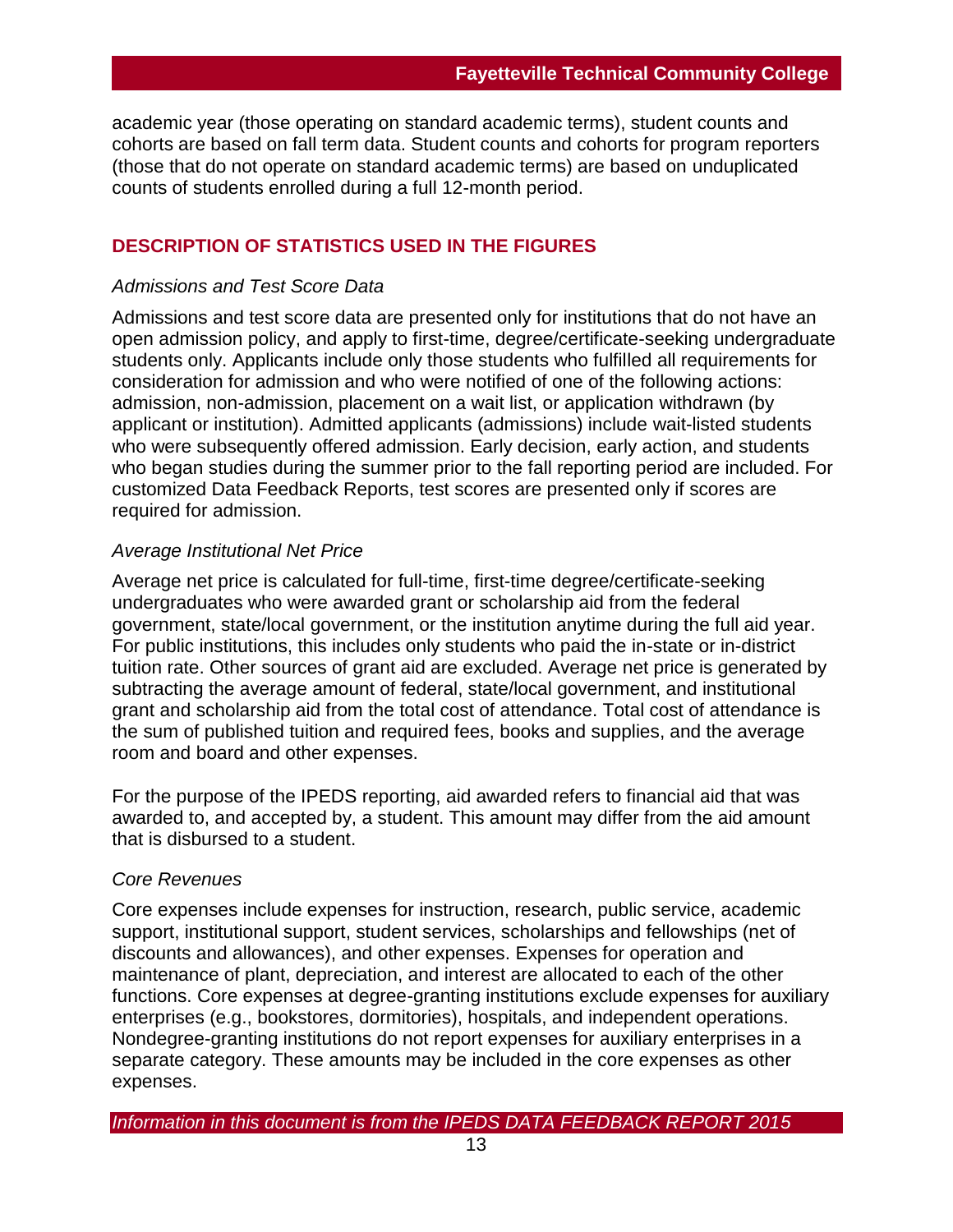academic year (those operating on standard academic terms), student counts and cohorts are based on fall term data. Student counts and cohorts for program reporters (those that do not operate on standard academic terms) are based on unduplicated counts of students enrolled during a full 12-month period.

## DESCRIPTION OF STATISTICS USED IN THE FIGURES

*Admissions and Test Score Data*

Admissions and test score data are presented only for institutions that do not have an open admission policy, and apply to first-time, degree/certificate-seeking undergraduate students only. Applicants include only those students who fulfilled all requirements for consideration for admission and who were notified of one of the following actions: admission, non-admission, placement on a wait list, or application withdrawn (by applicant or institution). Admitted applicants (admissions) include wait-listed students who were subsequently offered admission. Early decision, early action, and students who began studies during the summer prior to the fall reporting period are included. For customized Data Feedback Reports, test scores are presented only if scores are required for admission.

*Average Institutional Net Price*

Average net price is calculated for full-time, first-time degree/certificate-seeking undergraduates who were awarded grant or scholarship aid from the federal government, state/local government, or the institution anytime during the full aid year. For public institutions, this includes only students who paid the in-state or in-district tuition rate. Other sources of grant aid are excluded. Average net price is generated by subtracting the average amount of federal, state/local government, and institutional grant and scholarship aid from the total cost of attendance. Total cost of attendance is the sum of published tuition and required fees, books and supplies, and the average room and board and other expenses.

For the purpose of the IPEDS reporting, aid awarded refers to financial aid that was awarded to, and accepted by, a student. This amount may differ from the aid amount that is disbursed to a student.

*Core Revenues*

Core expenses include expenses for instruction, research, public service, academic support, institutional support, student services, scholarships and fellowships (net of discounts and allowances), and other expenses. Expenses for operation and maintenance of plant, depreciation, and interest are allocated to each of the other functions. Core expenses at degree-granting institutions exclude expenses for auxiliary enterprises (e.g., bookstores, dormitories), hospitals, and independent operations. Nondegree-granting institutions do not report expenses for auxiliary enterprises in a separate category. These amounts may be included in the core expenses as other expenses.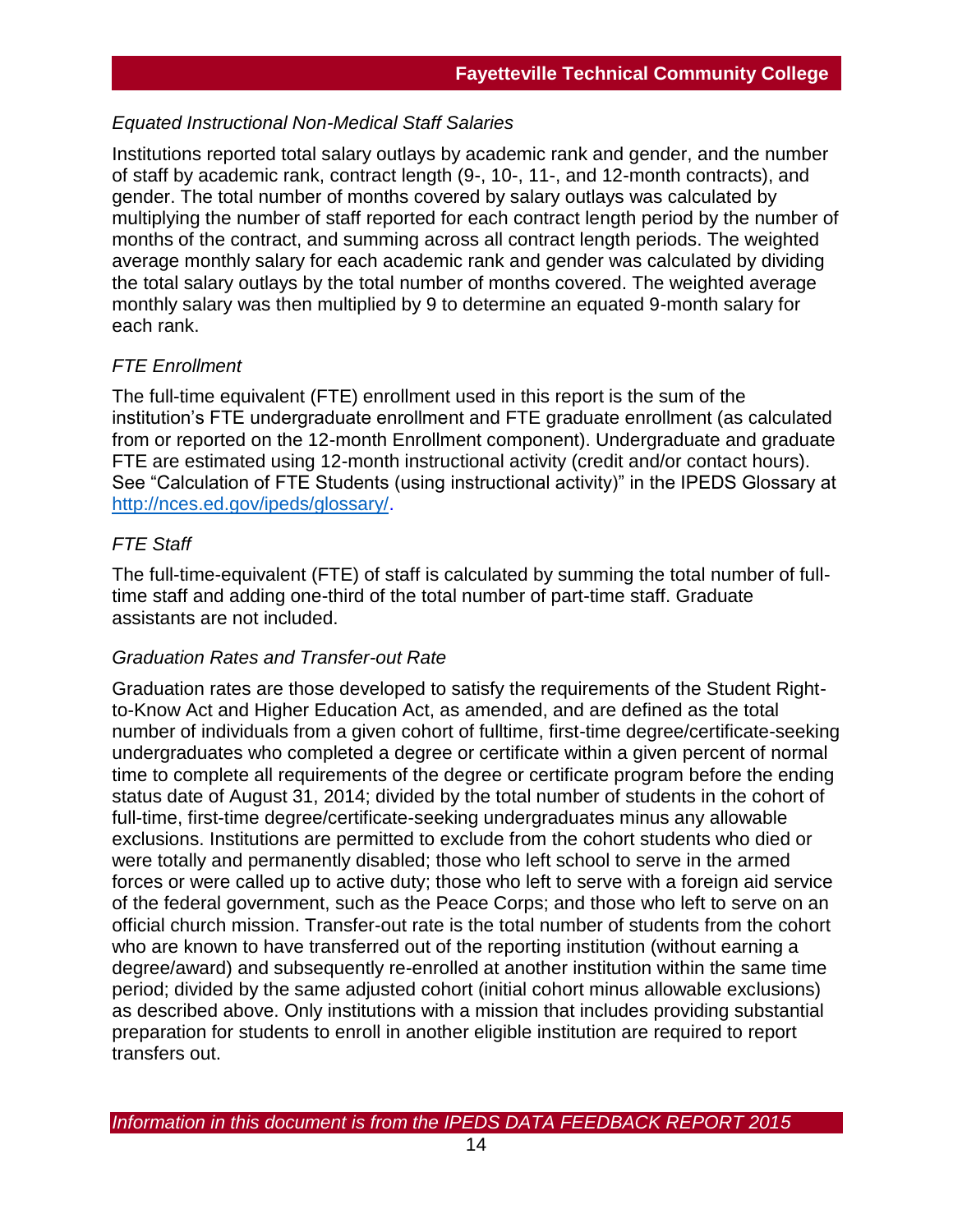*Equated Instructional Non-Medical Staff Salaries*

Institutions reported total salary outlays by academic rank and gender, and the number of staff by academic rank, contract length (9-, 10-, 11-, and 12-month contracts), and gender. The total number of months covered by salary outlays was calculated by multiplying the number of staff reported for each contract length period by the number of months of the contract, and summing across all contract length periods. The weighted average monthly salary for each academic rank and gender was calculated by dividing the total salary outlays by the total number of months covered. The weighted average monthly salary was then multiplied by 9 to determine an equated 9-month salary for each rank.

*FTE Enrollment*

The full-time equivalent (FTE) enrollment used in this report is the sum of the institution's FTE undergraduate enrollment and FTE graduate enrollment (as calculated from or reported on the 12-month Enrollment component). Undergraduate and graduate FTE are estimated using 12-month instructional activity (credit and/or contact hours). See "Calculation of FTE Students (using instructional activity)" in the IPEDS Glossary at [http://nces.ed.gov/ipeds/glossary/](http://nces.ed.gov/ipeds/glossary/).

*FTE Staff*

The full-time-equivalent (FTE) of staff is calculated by summing the total number of full-time staff and adding one-third of the total number of part-time staff. Graduate assistants are not included.

*Graduation Rates and Transfer-out Rate*

Graduation rates are those developed to satisfy the requirements of the Student Right-to-Know Act and Higher Education Act, as amended, and are defined as the total number of individuals from a given cohort of fulltime, first-time degree/certificate-seeking undergraduates who completed a degree or certificate within a given percent of normal time to complete all requirements of the degree or certificate program before the ending status date of August 31, 2014; divided by the total number of students in the cohort of full-time, first-time degree/certificate-seeking undergraduates minus any allowable exclusions. Institutions are permitted to exclude from the cohort students who died or were totally and permanently disabled; those who left school to serve in the armed forces or were called up to active duty; those who left to serve with a foreign aid service of the federal government, such as the Peace Corps; and those who left to serve on an official church mission. Transfer-out rate is the total number of students from the cohort who are known to have transferred out of the reporting institution (without earning a degree/award) and subsequently re-enrolled at another institution within the same time period; divided by the same adjusted cohort (initial cohort minus allowable exclusions) as described above. Only institutions with a mission that includes providing substantial preparation for students to enroll in another eligible institution are required to report transfers out.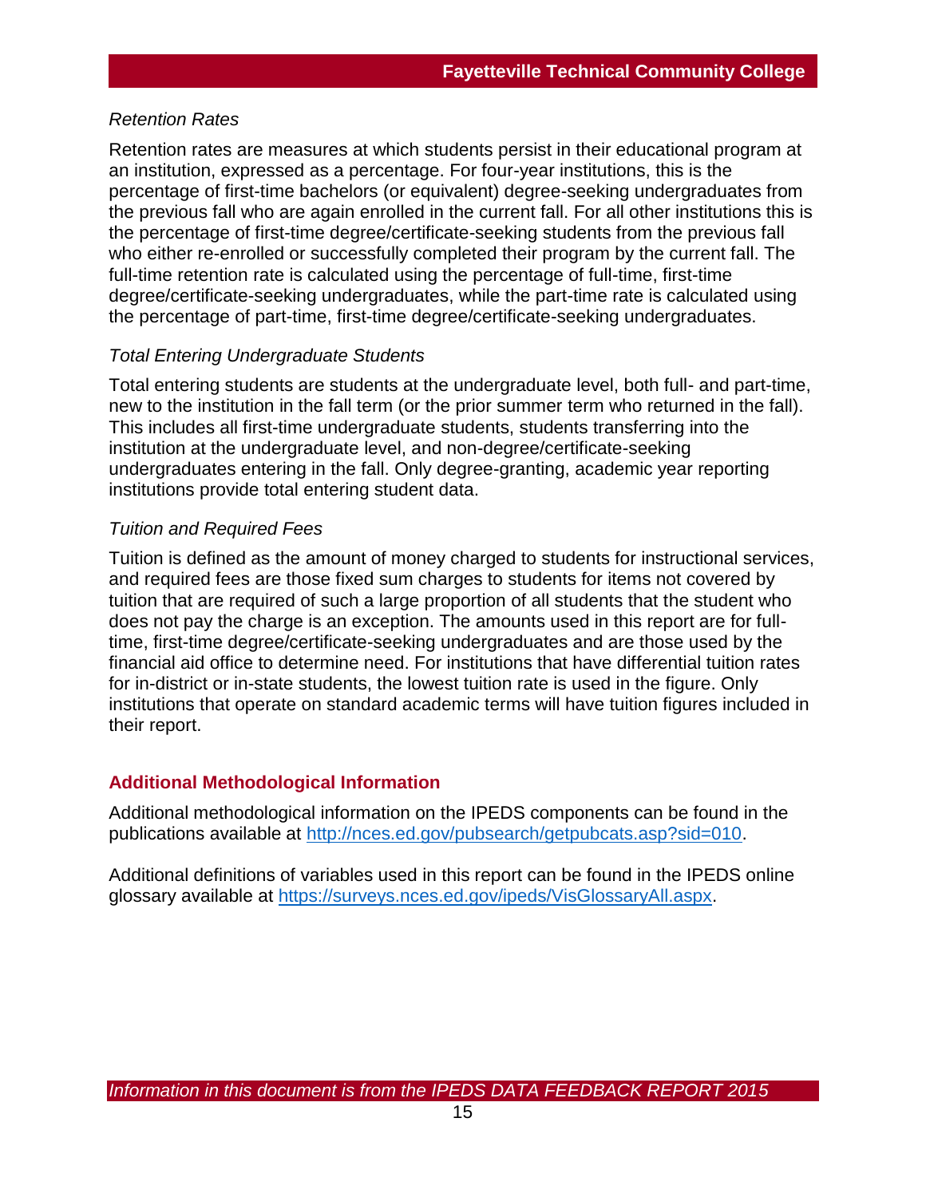*Retention Rates*

Retention rates are measures at which students persist in their educational program at an institution, expressed as a percentage. For four-year institutions, this is the percentage of first-time bachelors (or equivalent) degree-seeking undergraduates from the previous fall who are again enrolled in the current fall. For all other institutions this is the percentage of first-time degree/certificate-seeking students from the previous fall who either re-enrolled or successfully completed their program by the current fall. The full-time retention rate is calculated using the percentage of full-time, first-time degree/certificate-seeking undergraduates, while the part-time rate is calculated using the percentage of part-time, first-time degree/certificate-seeking undergraduates.

*Total Entering Undergraduate Students*

Total entering students are students at the undergraduate level, both full- and part-time, new to the institution in the fall term (or the prior summer term who returned in the fall). This includes all first-time undergraduate students, students transferring into the institution at the undergraduate level, and non-degree/certificate-seeking undergraduates entering in the fall. Only degree-granting, academic year reporting institutions provide total entering student data.

*Tuition and Required Fees*

Tuition is defined as the amount of money charged to students for instructional services, and required fees are those fixed sum charges to students for items not covered by tuition that are required of such a large proportion of all students that the student who does not pay the charge is an exception. The amounts used in this report are for full-time, first-time degree/certificate-seeking undergraduates and are those used by the financial aid office to determine need. For institutions that have differential tuition rates for in-district or in-state students, the lowest tuition rate is used in the figure. Only institutions that operate on standard academic terms will have tuition figures included in their report.

## Additional Methodological Information

Additional methodological information on the IPEDS components can be found in the publications available at [http://nces.ed.gov/pubsearch/getpubcats.asp?sid=010](http://nces.ed.gov/pubsearch/getpubcats.asp?sid=010).

Additional definitions of variables used in this report can be found in the IPEDS online glossary available at [https://surveys.nces.ed.gov/ipeds/VisGlossaryAll.aspx](https://surveys.nces.ed.gov/ipeds/VisGlossaryAll.aspx).